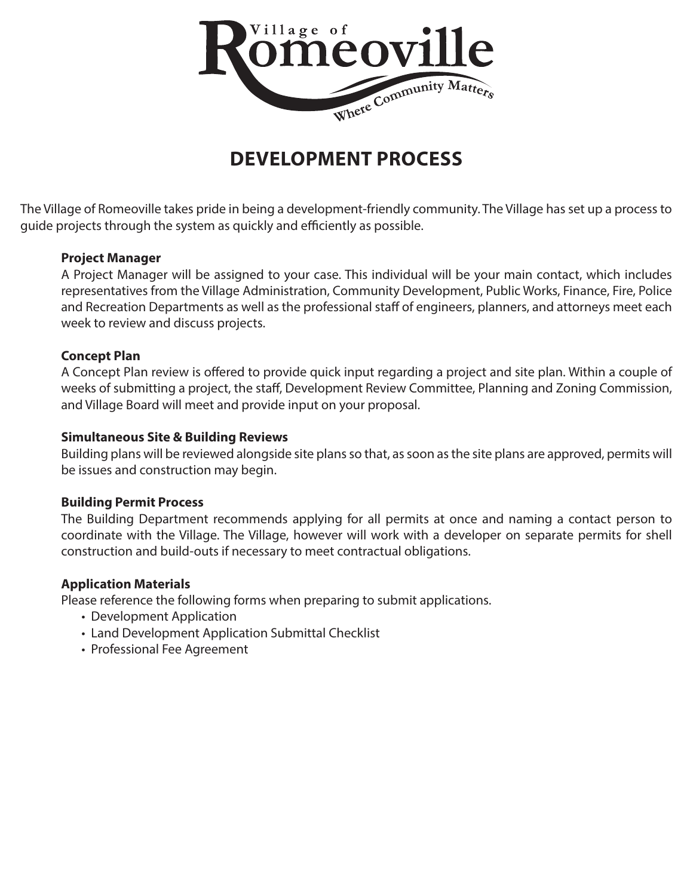Village of Romeoville

Where Community Matters

# DEVELOPMENT PROCESS

The Village of Romeoville takes pride in being a development-friendly community. The Village has set up a process to guide projects through the system as quickly and efficiently as possible.

**Project Manager**

A Project Manager will be assigned to your case. This individual will be your main contact, which includes representatives from the Village Administration, Community Development, Public Works, Finance, Fire, Police and Recreation Departments as well as the professional staff of engineers, planners, and attorneys meet each week to review and discuss projects.

**Concept Plan**

A Concept Plan review is offered to provide quick input regarding a project and site plan. Within a couple of weeks of submitting a project, the staff, Development Review Committee, Planning and Zoning Commission, and Village Board will meet and provide input on your proposal.

**Simultaneous Site & Building Reviews**

Building plans will be reviewed alongside site plans so that, as soon as the site plans are approved, permits will be issues and construction may begin.

**Building Permit Process**

The Building Department recommends applying for all permits at once and naming a contact person to coordinate with the Village. The Village, however will work with a developer on separate permits for shell construction and build-outs if necessary to meet contractual obligations.

**Application Materials**

Please reference the following forms when preparing to submit applications.

- Development Application
- Land Development Application Submittal Checklist
- Professional Fee Agreement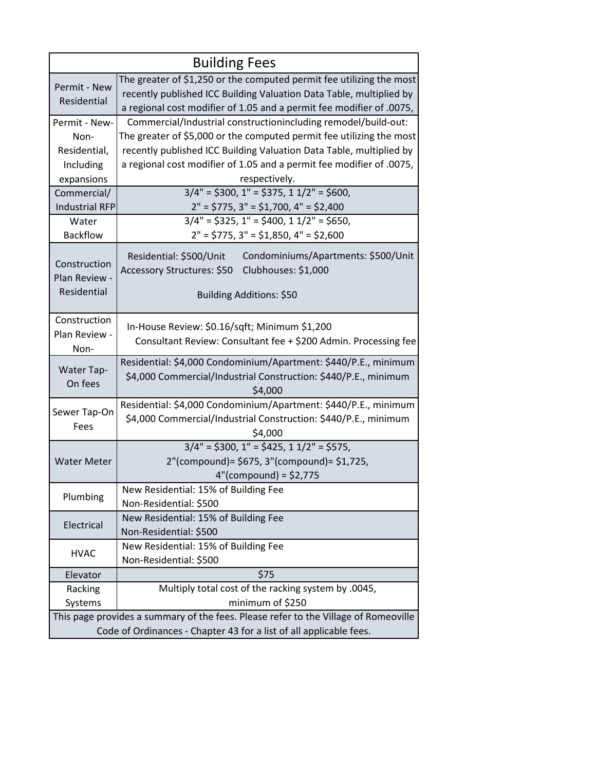| Building Fees | |
|---|---|
| Permit - New Residential | The greater of $1,250 or the computed permit fee utilizing the most recently published ICC Building Valuation Data Table, multiplied by a regional cost modifier of 1.05 and a permit fee modifier of .0075, |
| Permit - New-Non-Residential, Including expansions | Commercial/Industrial constructionincluding remodel/build-out: The greater of $5,000 or the computed permit fee utilizing the most recently published ICC Building Valuation Data Table, multiplied by a regional cost modifier of 1.05 and a permit fee modifier of .0075, respectively. |
| Commercial/ Industrial RFP | 3/4" = $300, 1" = $375, 1 1/2" = $600, 2" = $775, 3" = $1,700, 4" = $2,400 |
| Water Backflow | 3/4" = $325, 1" = $400, 1 1/2" = $650, 2" = $775, 3" = $1,850, 4" = $2,600 |
| Construction Plan Review - Residential | Residential: $500/Unit Condominiums/Apartments: $500/Unit Accessory Structures: $50 Clubhouses: $1,000 Building Additions: $50 |
| Construction Plan Review - Non- | In-House Review: $0.16/sqft; Minimum $1,200 Consultant Review: Consultant fee + $200 Admin. Processing fee |
| Water Tap-On fees | Residential: $4,000 Condominium/Apartment: $440/P.E., minimum $4,000 Commercial/Industrial Construction: $440/P.E., minimum $4,000 |
| Sewer Tap-On Fees | Residential: $4,000 Condominium/Apartment: $440/P.E., minimum $4,000 Commercial/Industrial Construction: $440/P.E., minimum $4,000 |
| Water Meter | 3/4" = $300, 1" = $425, 1 1/2" = $575, 2"(compound)= $675, 3"(compound)= $1,725, 4"(compound) = $2,775 |
| Plumbing | New Residential: 15% of Building Fee Non-Residential: $500 |
| Electrical | New Residential: 15% of Building Fee Non-Residential: $500 |
| HVAC | New Residential: 15% of Building Fee Non-Residential: $500 |
| Elevator | $75 |
| Racking Systems | Multiply total cost of the racking system by .0045, minimum of $250 |
| This page provides a summary of the fees. Please refer to the Village of Romeoville Code of Ordinances - Chapter 43 for a list of all applicable fees. | |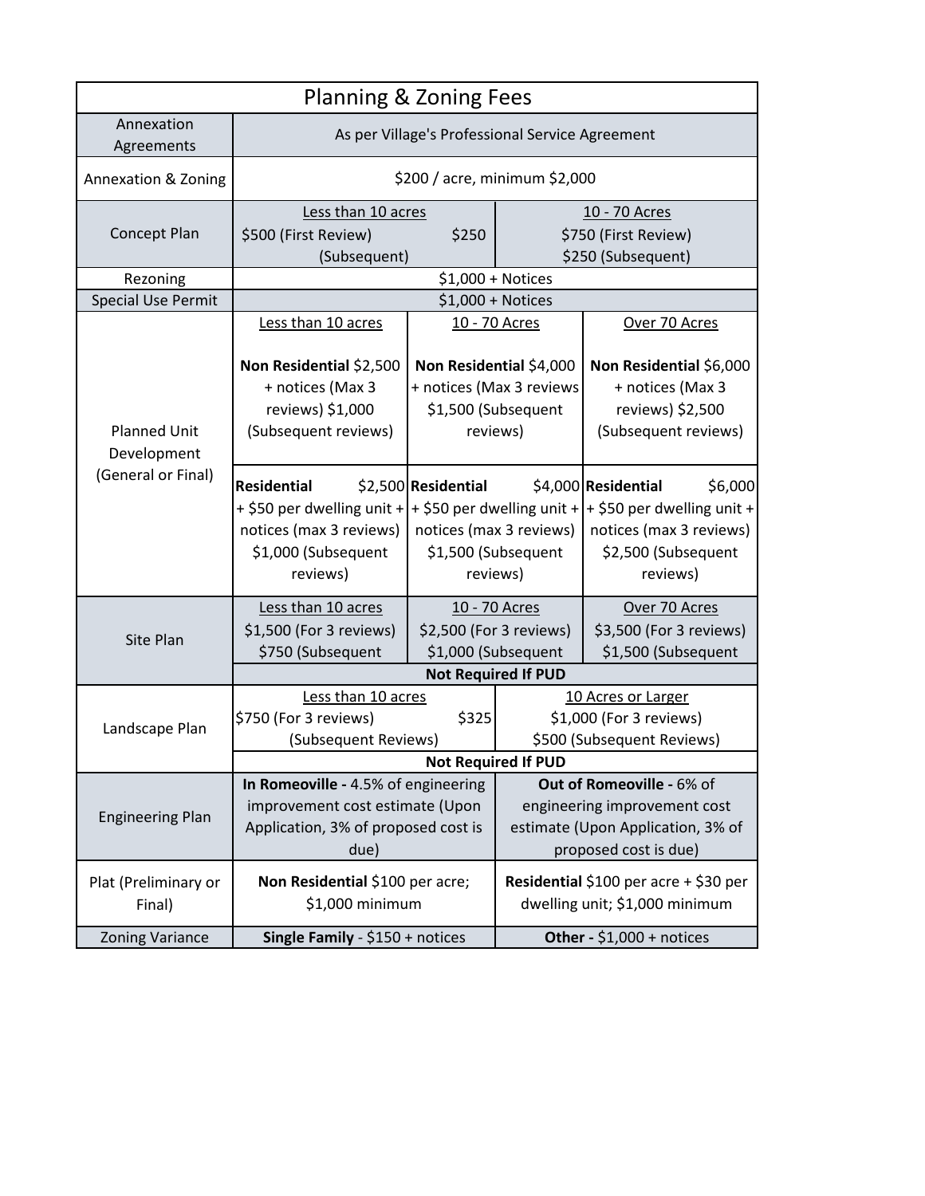# Planning & Zoning Fees

| Item | | | |
|---|---|---|---|
| Annexation Agreements | As per Village's Professional Service Agreement | | |
| Annexation & Zoning | $200 / acre, minimum $2,000 | | |
| Concept Plan | Less than 10 acres<br>$500 (First Review) $250 (Subsequent) | 10 - 70 Acres<br>$750 (First Review)<br>$250 (Subsequent) | |
| Rezoning | $1,000 + Notices | | |
| Special Use Permit | $1,000 + Notices | | |
| Planned Unit Development (General or Final) | Less than 10 acres<br><br>**Non Residential** $2,500 + notices (Max 3 reviews) $1,000 (Subsequent reviews) | 10 - 70 Acres<br><br>**Non Residential** $4,000 + notices (Max 3 reviews $1,500 (Subsequent reviews) | Over 70 Acres<br><br>**Non Residential** $6,000 + notices (Max 3 reviews) $2,500 (Subsequent reviews) |
| | **Residential** $2,500 + $50 per dwelling unit + notices (max 3 reviews) $1,000 (Subsequent reviews) | **Residential** $4,000 + $50 per dwelling unit + notices (max 3 reviews) $1,500 (Subsequent reviews) | **Residential** $6,000 + $50 per dwelling unit + notices (max 3 reviews) $2,500 (Subsequent reviews) |
| Site Plan | Less than 10 acres<br>$1,500 (For 3 reviews)<br>$750 (Subsequent | 10 - 70 Acres<br>$2,500 (For 3 reviews)<br>$1,000 (Subsequent | Over 70 Acres<br>$3,500 (For 3 reviews)<br>$1,500 (Subsequent |
| | **Not Required If PUD** | | |
| Landscape Plan | Less than 10 acres<br>$750 (For 3 reviews) $325 (Subsequent Reviews) | 10 Acres or Larger<br>$1,000 (For 3 reviews)<br>$500 (Subsequent Reviews) | |
| | **Not Required If PUD** | | |
| Engineering Plan | **In Romeoville -** 4.5% of engineering improvement cost estimate (Upon Application, 3% of proposed cost is due) | **Out of Romeoville -** 6% of engineering improvement cost estimate (Upon Application, 3% of proposed cost is due) | |
| Plat (Preliminary or Final) | **Non Residential** $100 per acre; $1,000 minimum | **Residential** $100 per acre + $30 per dwelling unit; $1,000 minimum | |
| Zoning Variance | **Single Family** - $150 + notices | **Other -** $1,000 + notices | |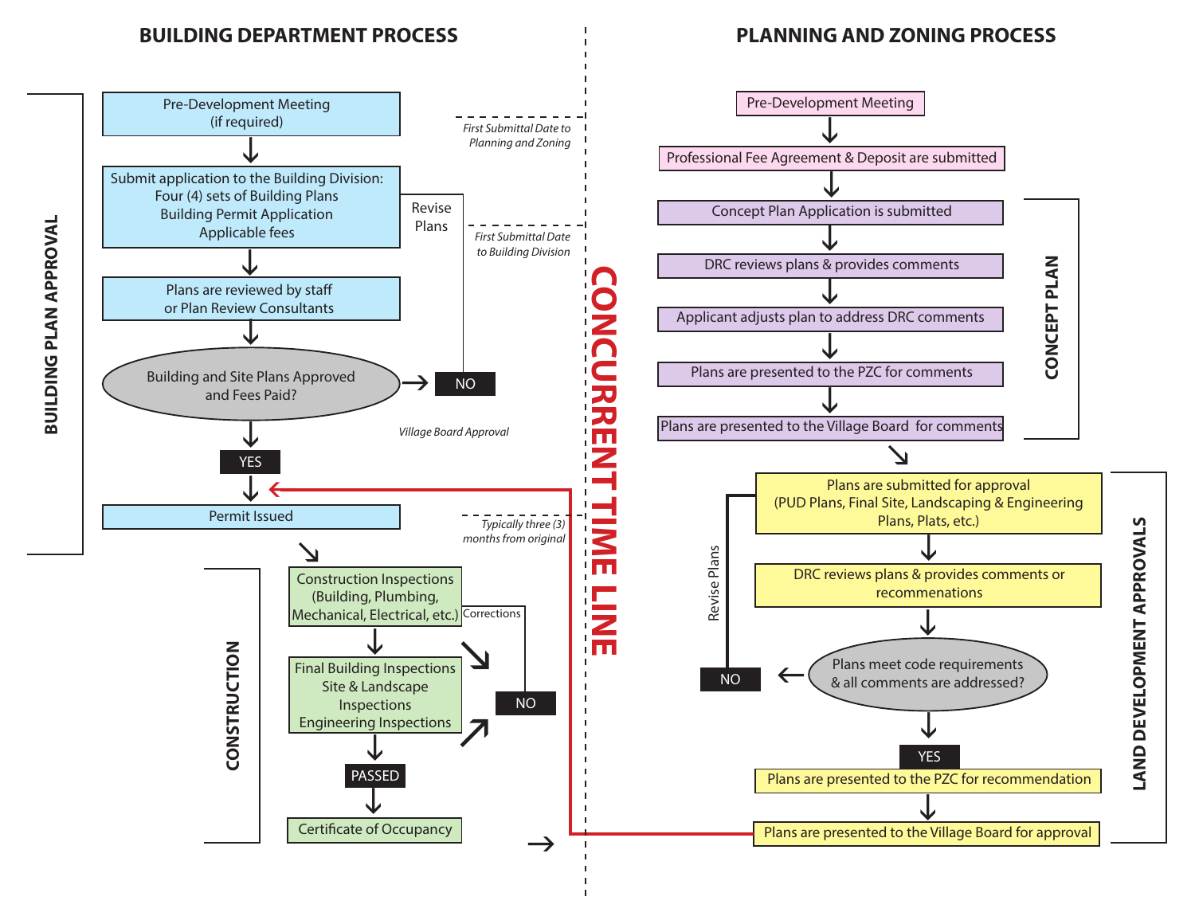## BUILDING DEPARTMENT PROCESS

**BUILDING PLAN APPROVAL**

- Pre-Development Meeting (if required)
- Submit application to the Building Division: Four (4) sets of Building Plans, Building Permit Application, Applicable fees
- Plans are reviewed by staff or Plan Review Consultants
- Building and Site Plans Approved and Fees Paid?
  - NO → Revise Plans
  - YES
- Permit Issued

**CONSTRUCTION**

- Construction Inspections (Building, Plumbing, Mechanical, Electrical, etc.)
  - Corrections → NO
- Final Building Inspections, Site & Landscape Inspections, Engineering Inspections
  - NO
- PASSED
- Certificate of Occupancy

*First Submittal Date to Planning and Zoning*

*First Submittal Date to Building Division*

*Village Board Approval*

*Typically three (3) months from original*

**CONCURRENT TIME LINE**

## PLANNING AND ZONING PROCESS

- Pre-Development Meeting
- Professional Fee Agreement & Deposit are submitted

**CONCEPT PLAN**

- Concept Plan Application is submitted
- DRC reviews plans & provides comments
- Applicant adjusts plan to address DRC comments
- Plans are presented to the PZC for comments
- Plans are presented to the Village Board for comments

**LAND DEVELOPMENT APPROVALS**

- Plans are submitted for approval (PUD Plans, Final Site, Landscaping & Engineering Plans, Plats, etc.)
- DRC reviews plans & provides comments or recommenations
- Plans meet code requirements & all comments are addressed?
  - NO → Revise Plans
  - YES
- Plans are presented to the PZC for recommendation
- Plans are presented to the Village Board for approval